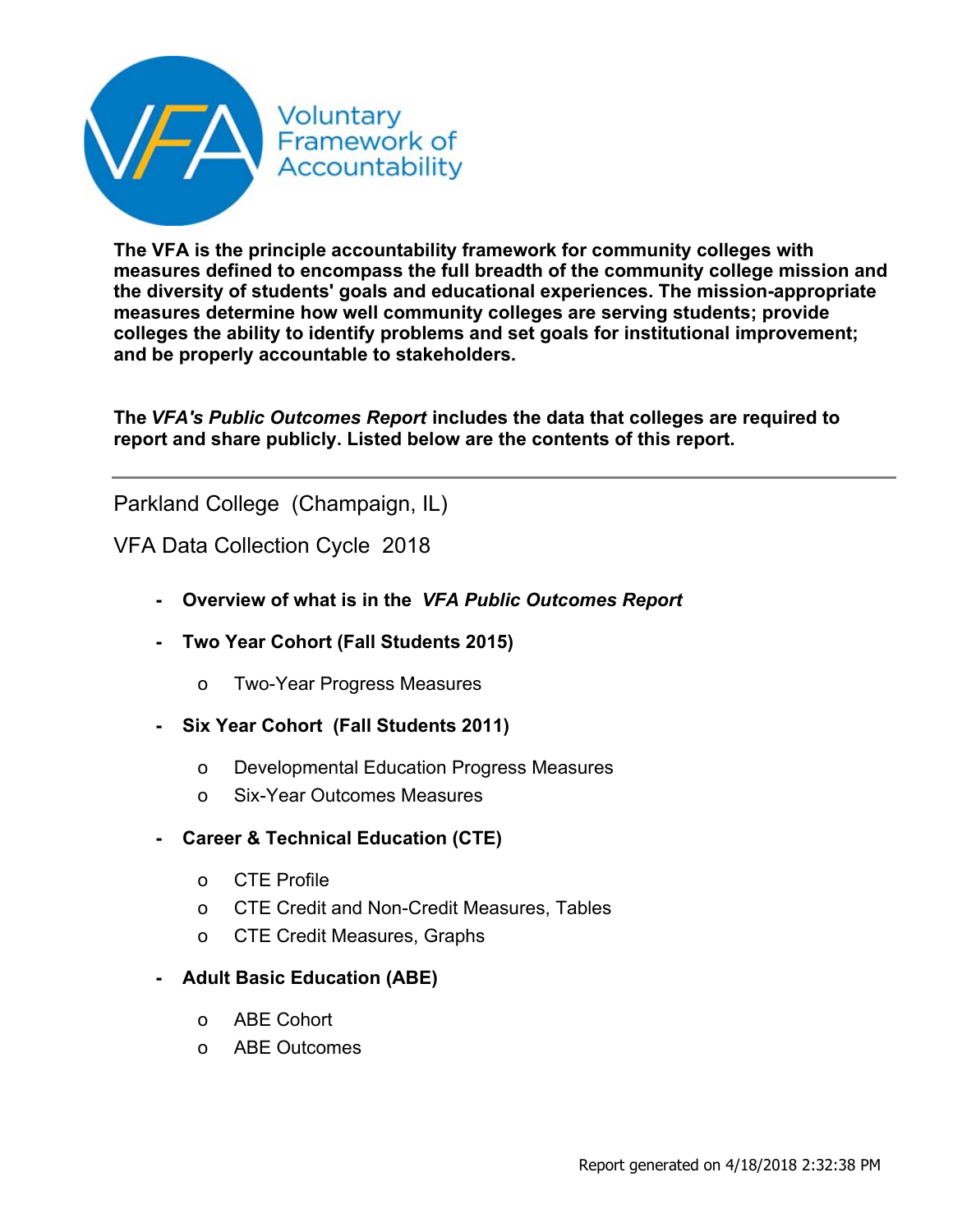Voluntary Framework of Accountability

**The VFA is the principle accountability framework for community colleges with measures defined to encompass the full breadth of the community college mission and the diversity of students' goals and educational experiences. The mission-appropriate measures determine how well community colleges are serving students; provide colleges the ability to identify problems and set goals for institutional improvement; and be properly accountable to stakeholders.**

**The *VFA's Public Outcomes Report* includes the data that colleges are required to report and share publicly. Listed below are the contents of this report.**

---

Parkland College (Champaign, IL)

VFA Data Collection Cycle 2018

- **Overview of what is in the *VFA Public Outcomes Report***
- **Two Year Cohort (Fall Students 2015)**
  - Two-Year Progress Measures
- **Six Year Cohort (Fall Students 2011)**
  - Developmental Education Progress Measures
  - Six-Year Outcomes Measures
- **Career & Technical Education (CTE)**
  - CTE Profile
  - CTE Credit and Non-Credit Measures, Tables
  - CTE Credit Measures, Graphs
- **Adult Basic Education (ABE)**
  - ABE Cohort
  - ABE Outcomes

Report generated on 4/18/2018 2:32:38 PM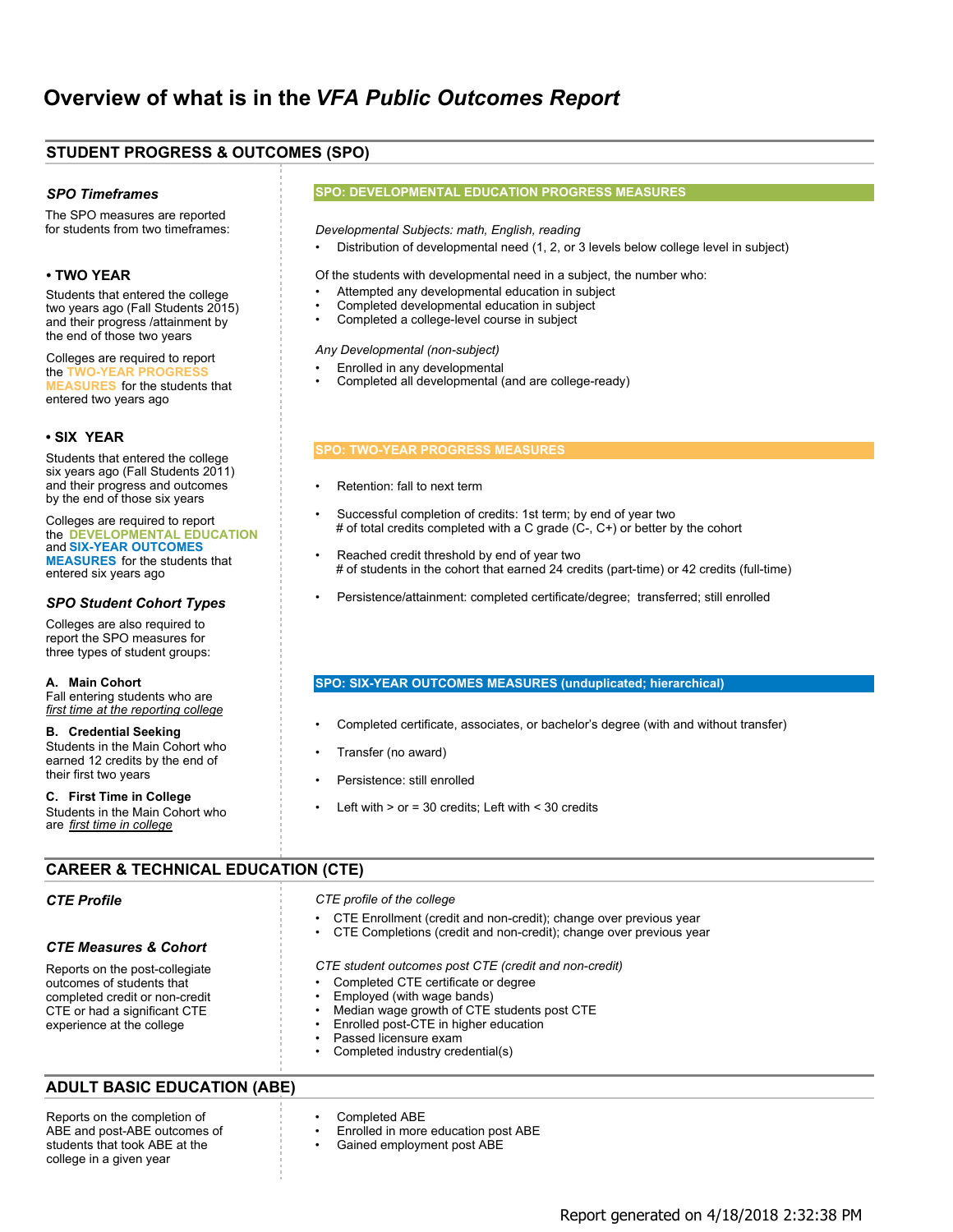# Overview of what is in the *VFA Public Outcomes Report*

## STUDENT PROGRESS & OUTCOMES (SPO)

### *SPO Timeframes*

The SPO measures are reported for students from two timeframes:

**• TWO YEAR**

Students that entered the college two years ago (Fall Students 2015) and their progress /attainment by the end of those two years

Colleges are required to report the **TWO-YEAR PROGRESS MEASURES** for the students that entered two years ago

**• SIX YEAR**

Students that entered the college six years ago (Fall Students 2011) and their progress and outcomes by the end of those six years

Colleges are required to report the **DEVELOPMENTAL EDUCATION** and **SIX-YEAR OUTCOMES MEASURES** for the students that entered six years ago

### *SPO Student Cohort Types*

Colleges are also required to report the SPO measures for three types of student groups:

**A. Main Cohort**
Fall entering students who are *first time at the reporting college*

**B. Credential Seeking**
Students in the Main Cohort who earned 12 credits by the end of their first two years

**C. First Time in College**
Students in the Main Cohort who are *first time in college*

### SPO: DEVELOPMENTAL EDUCATION PROGRESS MEASURES

*Developmental Subjects: math, English, reading*

- Distribution of developmental need (1, 2, or 3 levels below college level in subject)

Of the students with developmental need in a subject, the number who:

- Attempted any developmental education in subject
- Completed developmental education in subject
- Completed a college-level course in subject

*Any Developmental (non-subject)*

- Enrolled in any developmental
- Completed all developmental (and are college-ready)

### SPO: TWO-YEAR PROGRESS MEASURES

- Retention: fall to next term
- Successful completion of credits: 1st term; by end of year two
  # of total credits completed with a C grade (C-, C+) or better by the cohort
- Reached credit threshold by end of year two
  # of students in the cohort that earned 24 credits (part-time) or 42 credits (full-time)
- Persistence/attainment: completed certificate/degree; transferred; still enrolled

### SPO: SIX-YEAR OUTCOMES MEASURES (unduplicated; hierarchical)

- Completed certificate, associates, or bachelor's degree (with and without transfer)
- Transfer (no award)
- Persistence: still enrolled
- Left with > or = 30 credits; Left with < 30 credits

## CAREER & TECHNICAL EDUCATION (CTE)

### *CTE Profile*

*CTE profile of the college*

- CTE Enrollment (credit and non-credit); change over previous year
- CTE Completions (credit and non-credit); change over previous year

### *CTE Measures & Cohort*

Reports on the post-collegiate outcomes of students that completed credit or non-credit CTE or had a significant CTE experience at the college

*CTE student outcomes post CTE (credit and non-credit)*

- Completed CTE certificate or degree
- Employed (with wage bands)
- Median wage growth of CTE students post CTE
- Enrolled post-CTE in higher education
- Passed licensure exam
- Completed industry credential(s)

## ADULT BASIC EDUCATION (ABE)

Reports on the completion of ABE and post-ABE outcomes of students that took ABE at the college in a given year

- Completed ABE
- Enrolled in more education post ABE
- Gained employment post ABE

Report generated on 4/18/2018 2:32:38 PM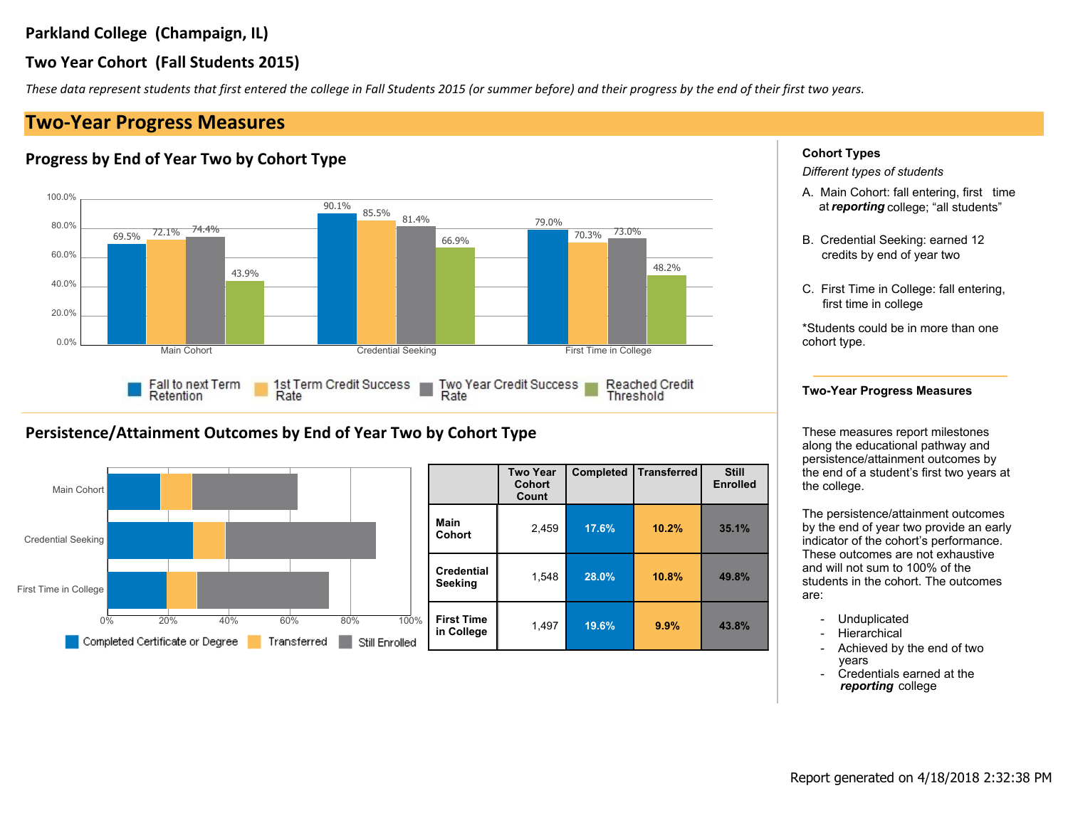**Parkland College (Champaign, IL)**

**Two Year Cohort (Fall Students 2015)**

*These data represent students that first entered the college in Fall Students 2015 (or summer before) and their progress by the end of their first two years.*

## Two-Year Progress Measures

### Progress by End of Year Two by Cohort Type

| | Fall to next Term Retention | 1st Term Credit Success Rate | Two Year Credit Success Rate | Reached Credit Threshold |
|---|---|---|---|---|
| Main Cohort | 69.5% | 72.1% | 74.4% | 43.9% |
| Credential Seeking | 90.1% | 85.5% | 81.4% | 66.9% |
| First Time in College | 79.0% | 70.3% | 73.0% | 48.2% |

### Persistence/Attainment Outcomes by End of Year Two by Cohort Type

| | Two Year Cohort Count | Completed | Transferred | Still Enrolled |
|---|---|---|---|---|
| **Main Cohort** | 2,459 | **17.6%** | **10.2%** | **35.1%** |
| **Credential Seeking** | 1,548 | **28.0%** | **10.8%** | **49.8%** |
| **First Time in College** | 1,497 | **19.6%** | **9.9%** | **43.8%** |

**Cohort Types**

*Different types of students*

A. Main Cohort: fall entering, first time at ***reporting*** college; "all students"

B. Credential Seeking: earned 12 credits by end of year two

C. First Time in College: fall entering, first time in college

*Students could be in more than one cohort type.

**Two-Year Progress Measures**

These measures report milestones along the educational pathway and persistence/attainment outcomes by the end of a student's first two years at the college.

The persistence/attainment outcomes by the end of year two provide an early indicator of the cohort's performance. These outcomes are not exhaustive and will not sum to 100% of the students in the cohort. The outcomes are:

- Unduplicated
- Hierarchical
- Achieved by the end of two years
- Credentials earned at the ***reporting*** college

Report generated on 4/18/2018 2:32:38 PM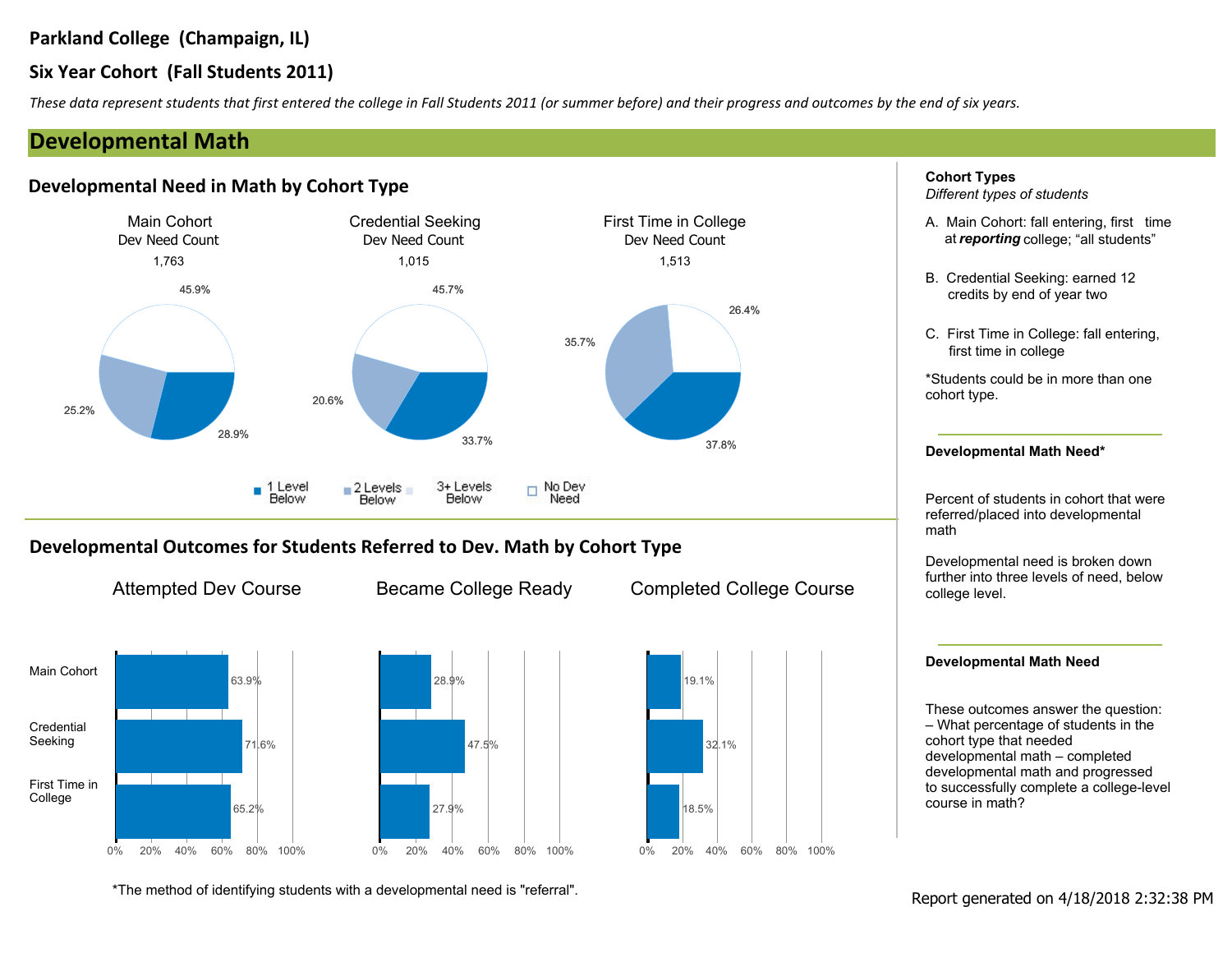**Parkland College (Champaign, IL)**

**Six Year Cohort (Fall Students 2011)**

*These data represent students that first entered the college in Fall Students 2011 (or summer before) and their progress and outcomes by the end of six years.*

## Developmental Math

### Developmental Need in Math by Cohort Type

| | Main Cohort | Credential Seeking | First Time in College |
|---|---|---|---|
| Dev Need Count | 1,763 | 1,015 | 1,513 |
| 1 Level Below | 28.9% | 33.7% | 37.8% |
| 2 Levels Below | 25.2% | 20.6% | 35.7% |
| 3+ Levels Below | | | |
| No Dev Need | 45.9% | 45.7% | 26.4% |

### Developmental Outcomes for Students Referred to Dev. Math by Cohort Type

| | Attempted Dev Course | Became College Ready | Completed College Course |
|---|---|---|---|
| Main Cohort | 63.9% | 28.9% | 19.1% |
| Credential Seeking | 71.6% | 47.5% | 32.1% |
| First Time in College | 65.2% | 27.9% | 18.5% |

*The method of identifying students with a developmental need is "referral".

**Cohort Types**
*Different types of students*

A. Main Cohort: fall entering, first time at ***reporting*** college; "all students"

B. Credential Seeking: earned 12 credits by end of year two

C. First Time in College: fall entering, first time in college

*Students could be in more than one cohort type.

**Developmental Math Need***

Percent of students in cohort that were referred/placed into developmental math

Developmental need is broken down further into three levels of need, below college level.

**Developmental Math Need**

These outcomes answer the question: – What percentage of students in the cohort type that needed developmental math – completed developmental math and progressed to successfully complete a college-level course in math?

Report generated on 4/18/2018 2:32:38 PM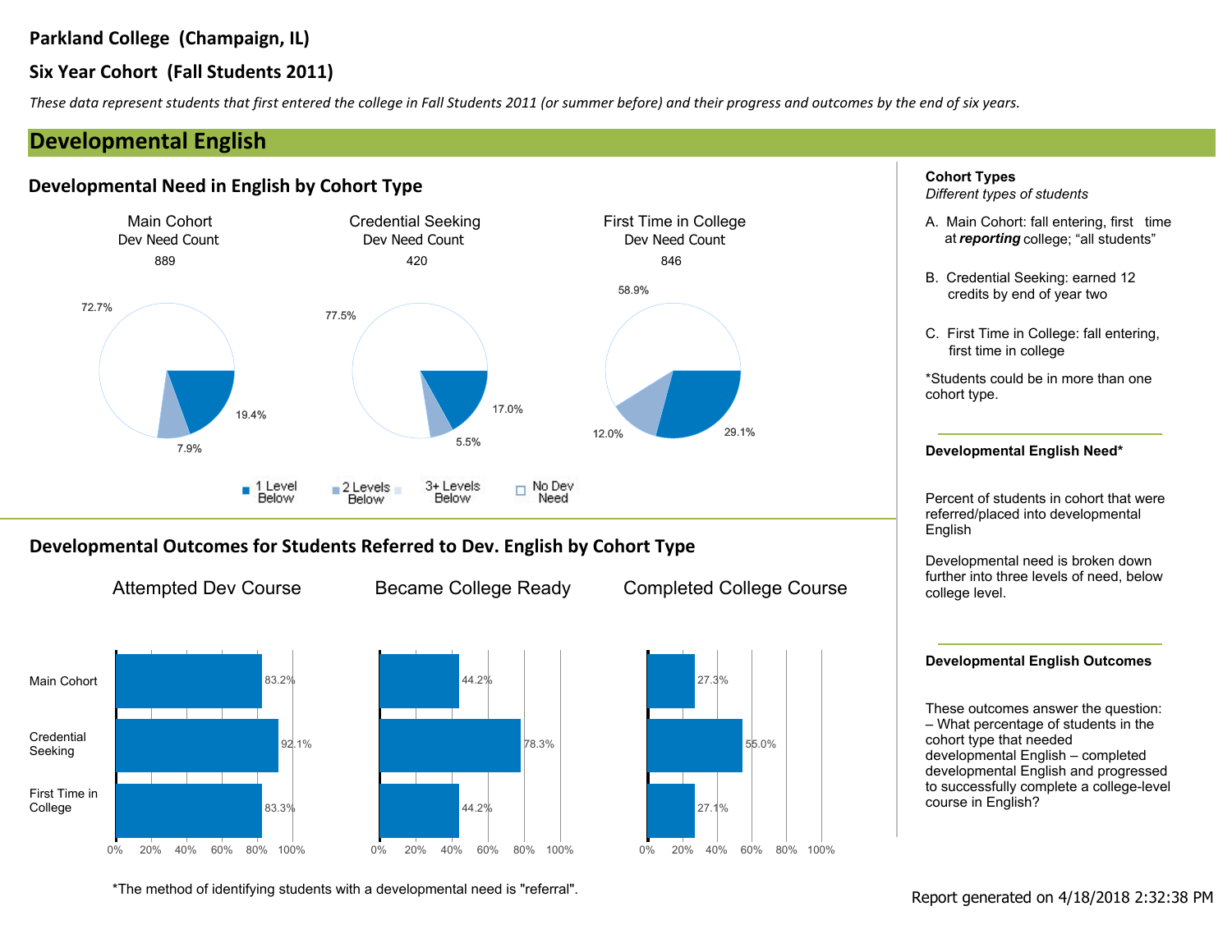**Parkland College (Champaign, IL)**

**Six Year Cohort (Fall Students 2011)**

*These data represent students that first entered the college in Fall Students 2011 (or summer before) and their progress and outcomes by the end of six years.*

## Developmental English

### Developmental Need in English by Cohort Type

| | Main Cohort | Credential Seeking | First Time in College |
|---|---|---|---|
| Dev Need Count | 889 | 420 | 846 |
| 1 Level Below | 19.4% | 17.0% | 29.1% |
| 2 Levels Below | 7.9% | 5.5% | 12.0% |
| 3+ Levels Below | | | |
| No Dev Need | 72.7% | 77.5% | 58.9% |

### Developmental Outcomes for Students Referred to Dev. English by Cohort Type

| | Attempted Dev Course | Became College Ready | Completed College Course |
|---|---|---|---|
| Main Cohort | 83.2% | 44.2% | 27.3% |
| Credential Seeking | 92.1% | 78.3% | 55.0% |
| First Time in College | 83.3% | 44.2% | 27.1% |

*The method of identifying students with a developmental need is "referral".

**Cohort Types**
*Different types of students*

A. Main Cohort: fall entering, first time at ***reporting*** college; "all students"

B. Credential Seeking: earned 12 credits by end of year two

C. First Time in College: fall entering, first time in college

*Students could be in more than one cohort type.

**Developmental English Need***

Percent of students in cohort that were referred/placed into developmental English

Developmental need is broken down further into three levels of need, below college level.

**Developmental English Outcomes**

These outcomes answer the question: – What percentage of students in the cohort type that needed developmental English – completed developmental English and progressed to successfully complete a college-level course in English?

Report generated on 4/18/2018 2:32:38 PM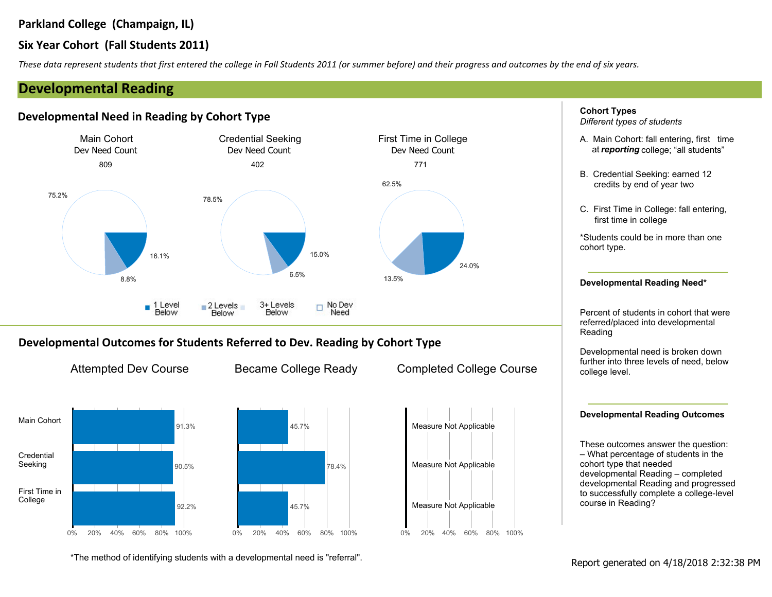# Parkland College (Champaign, IL)

## Six Year Cohort (Fall Students 2011)

*These data represent students that first entered the college in Fall Students 2011 (or summer before) and their progress and outcomes by the end of six years.*

## Developmental Reading

### Developmental Need in Reading by Cohort Type

| | Main Cohort | Credential Seeking | First Time in College |
|---|---|---|---|
| Dev Need Count | 809 | 402 | 771 |
| 1 Level Below | 16.1% | 15.0% | 24.0% |
| 2 Levels Below | 8.8% | 6.5% | 13.5% |
| 3+ Levels Below | | | |
| No Dev Need | 75.2% | 78.5% | 62.5% |

### Developmental Outcomes for Students Referred to Dev. Reading by Cohort Type

| | Attempted Dev Course | Became College Ready | Completed College Course |
|---|---|---|---|
| Main Cohort | 91.3% | 45.7% | Measure Not Applicable |
| Credential Seeking | 90.5% | 78.4% | Measure Not Applicable |
| First Time in College | 92.2% | 45.7% | Measure Not Applicable |

*The method of identifying students with a developmental need is "referral".

**Cohort Types**
*Different types of students*

A. Main Cohort: fall entering, first time at ***reporting*** college; "all students"

B. Credential Seeking: earned 12 credits by end of year two

C. First Time in College: fall entering, first time in college

*Students could be in more than one cohort type.

**Developmental Reading Need***

Percent of students in cohort that were referred/placed into developmental Reading

Developmental need is broken down further into three levels of need, below college level.

**Developmental Reading Outcomes**

These outcomes answer the question: – What percentage of students in the cohort type that needed developmental Reading – completed developmental Reading and progressed to successfully complete a college-level course in Reading?

Report generated on 4/18/2018 2:32:38 PM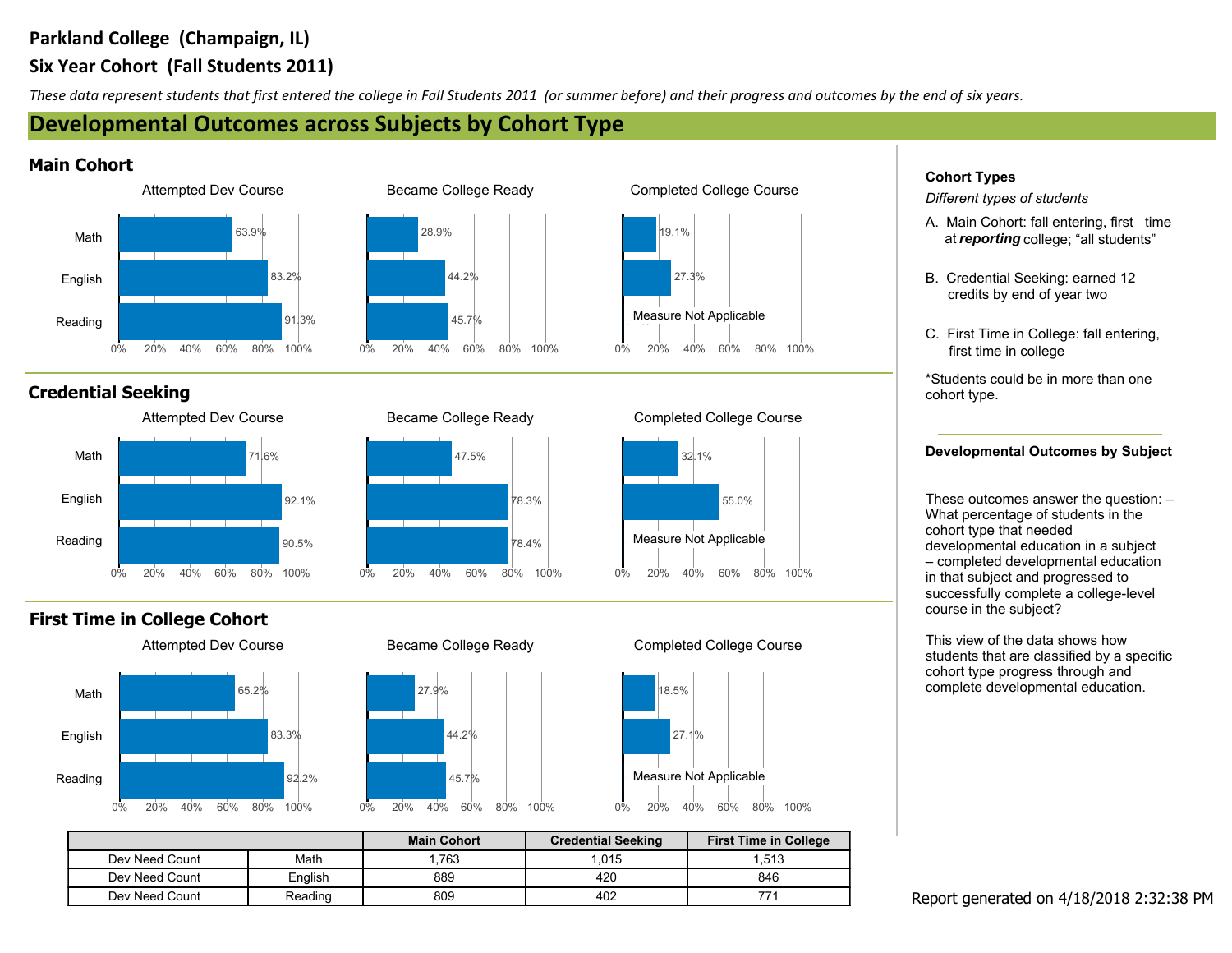# Parkland College (Champaign, IL)

## Six Year Cohort (Fall Students 2011)

*These data represent students that first entered the college in Fall Students 2011 (or summer before) and their progress and outcomes by the end of six years.*

## Developmental Outcomes across Subjects by Cohort Type

### Main Cohort

| | Attempted Dev Course | Became College Ready | Completed College Course |
|---|---|---|---|
| Math | 63.9% | 28.9% | 19.1% |
| English | 83.2% | 44.2% | 27.3% |
| Reading | 91.3% | 45.7% | Measure Not Applicable |

### Credential Seeking

| | Attempted Dev Course | Became College Ready | Completed College Course |
|---|---|---|---|
| Math | 71.6% | 47.5% | 32.1% |
| English | 92.1% | 78.3% | 55.0% |
| Reading | 90.5% | 78.4% | Measure Not Applicable |

### First Time in College Cohort

| | Attempted Dev Course | Became College Ready | Completed College Course |
|---|---|---|---|
| Math | 65.2% | 27.9% | 18.5% |
| English | 83.3% | 44.2% | 27.1% |
| Reading | 92.2% | 45.7% | Measure Not Applicable |

| | | Main Cohort | Credential Seeking | First Time in College |
|---|---|---|---|---|
| Dev Need Count | Math | 1,763 | 1,015 | 1,513 |
| Dev Need Count | English | 889 | 420 | 846 |
| Dev Need Count | Reading | 809 | 402 | 771 |

**Cohort Types**

*Different types of students*

A. Main Cohort: fall entering, first time at ***reporting*** college; "all students"

B. Credential Seeking: earned 12 credits by end of year two

C. First Time in College: fall entering, first time in college

*Students could be in more than one cohort type.

**Developmental Outcomes by Subject**

These outcomes answer the question: – What percentage of students in the cohort type that needed developmental education in a subject – completed developmental education in that subject and progressed to successfully complete a college-level course in the subject?

This view of the data shows how students that are classified by a specific cohort type progress through and complete developmental education.

Report generated on 4/18/2018 2:32:38 PM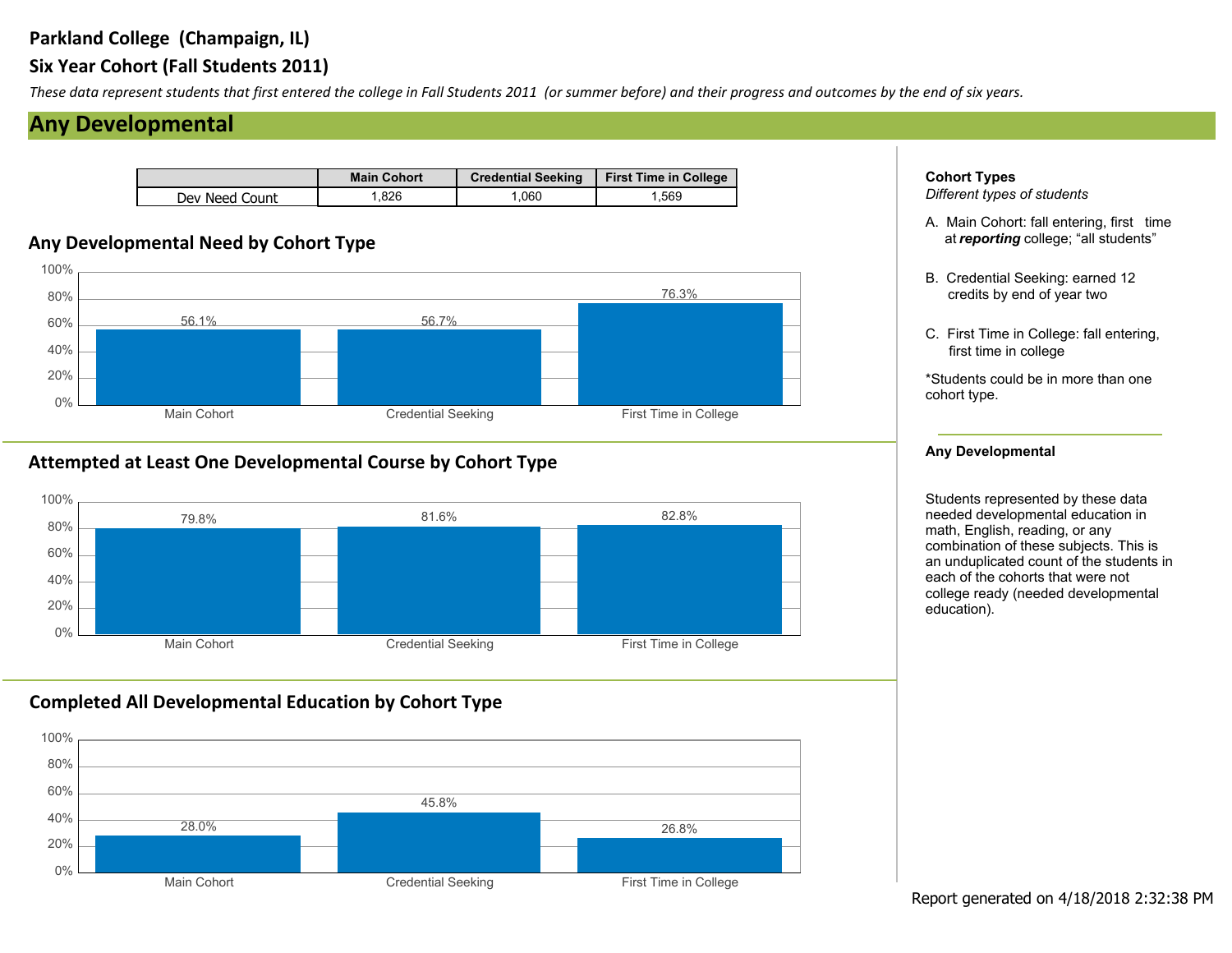# Parkland College (Champaign, IL)

## Six Year Cohort (Fall Students 2011)

*These data represent students that first entered the college in Fall Students 2011 (or summer before) and their progress and outcomes by the end of six years.*

## Any Developmental

| | Main Cohort | Credential Seeking | First Time in College |
|---|---|---|---|
| Dev Need Count | 1,826 | 1,060 | 1,569 |

### Any Developmental Need by Cohort Type

| Main Cohort | Credential Seeking | First Time in College |
|---|---|---|
| 56.1% | 56.7% | 76.3% |

### Attempted at Least One Developmental Course by Cohort Type

| Main Cohort | Credential Seeking | First Time in College |
|---|---|---|
| 79.8% | 81.6% | 82.8% |

### Completed All Developmental Education by Cohort Type

| Main Cohort | Credential Seeking | First Time in College |
|---|---|---|
| 28.0% | 45.8% | 26.8% |

**Cohort Types**
*Different types of students*

A. Main Cohort: fall entering, first time at ***reporting*** college; "all students"

B. Credential Seeking: earned 12 credits by end of year two

C. First Time in College: fall entering, first time in college

*Students could be in more than one cohort type.

**Any Developmental**

Students represented by these data needed developmental education in math, English, reading, or any combination of these subjects. This is an unduplicated count of the students in each of the cohorts that were not college ready (needed developmental education).

Report generated on 4/18/2018 2:32:38 PM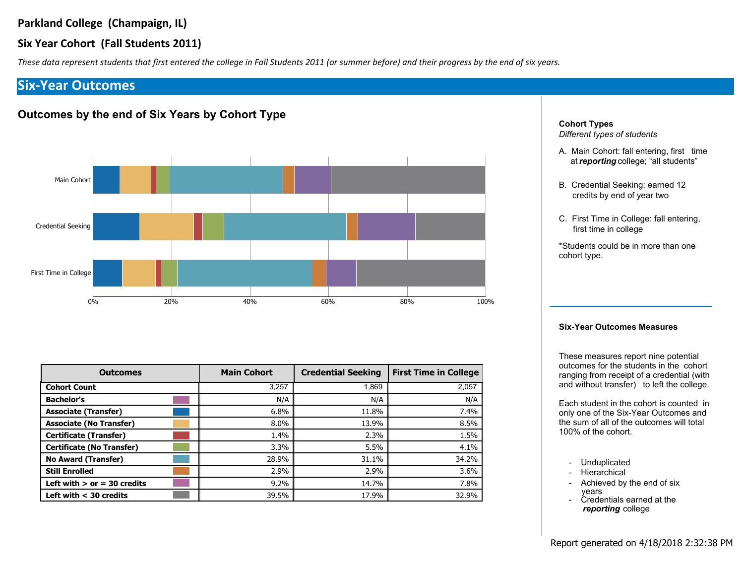# Parkland College (Champaign, IL)

## Six Year Cohort (Fall Students 2011)

*These data represent students that first entered the college in Fall Students 2011 (or summer before) and their progress by the end of six years.*

## Six-Year Outcomes

### Outcomes by the end of Six Years by Cohort Type

| Outcomes | Main Cohort | Credential Seeking | First Time in College |
|---|---|---|---|
| **Cohort Count** | 3,257 | 1,869 | 2,057 |
| **Bachelor's** | N/A | N/A | N/A |
| **Associate (Transfer)** | 6.8% | 11.8% | 7.4% |
| **Associate (No Transfer)** | 8.0% | 13.9% | 8.5% |
| **Certificate (Transfer)** | 1.4% | 2.3% | 1.5% |
| **Certificate (No Transfer)** | 3.3% | 5.5% | 4.1% |
| **No Award (Transfer)** | 28.9% | 31.1% | 34.2% |
| **Still Enrolled** | 2.9% | 2.9% | 3.6% |
| **Left with > or = 30 credits** | 9.2% | 14.7% | 7.8% |
| **Left with < 30 credits** | 39.5% | 17.9% | 32.9% |

**Cohort Types**
*Different types of students*

A. Main Cohort: fall entering, first time at ***reporting*** college; "all students"

B. Credential Seeking: earned 12 credits by end of year two

C. First Time in College: fall entering, first time in college

*Students could be in more than one cohort type.

**Six-Year Outcomes Measures**

These measures report nine potential outcomes for the students in the cohort ranging from receipt of a credential (with and without transfer) to left the college.

Each student in the cohort is counted in only one of the Six-Year Outcomes and the sum of all of the outcomes will total 100% of the cohort.

- Unduplicated
- Hierarchical
- Achieved by the end of six years
- Credentials earned at the ***reporting*** college

Report generated on 4/18/2018 2:32:38 PM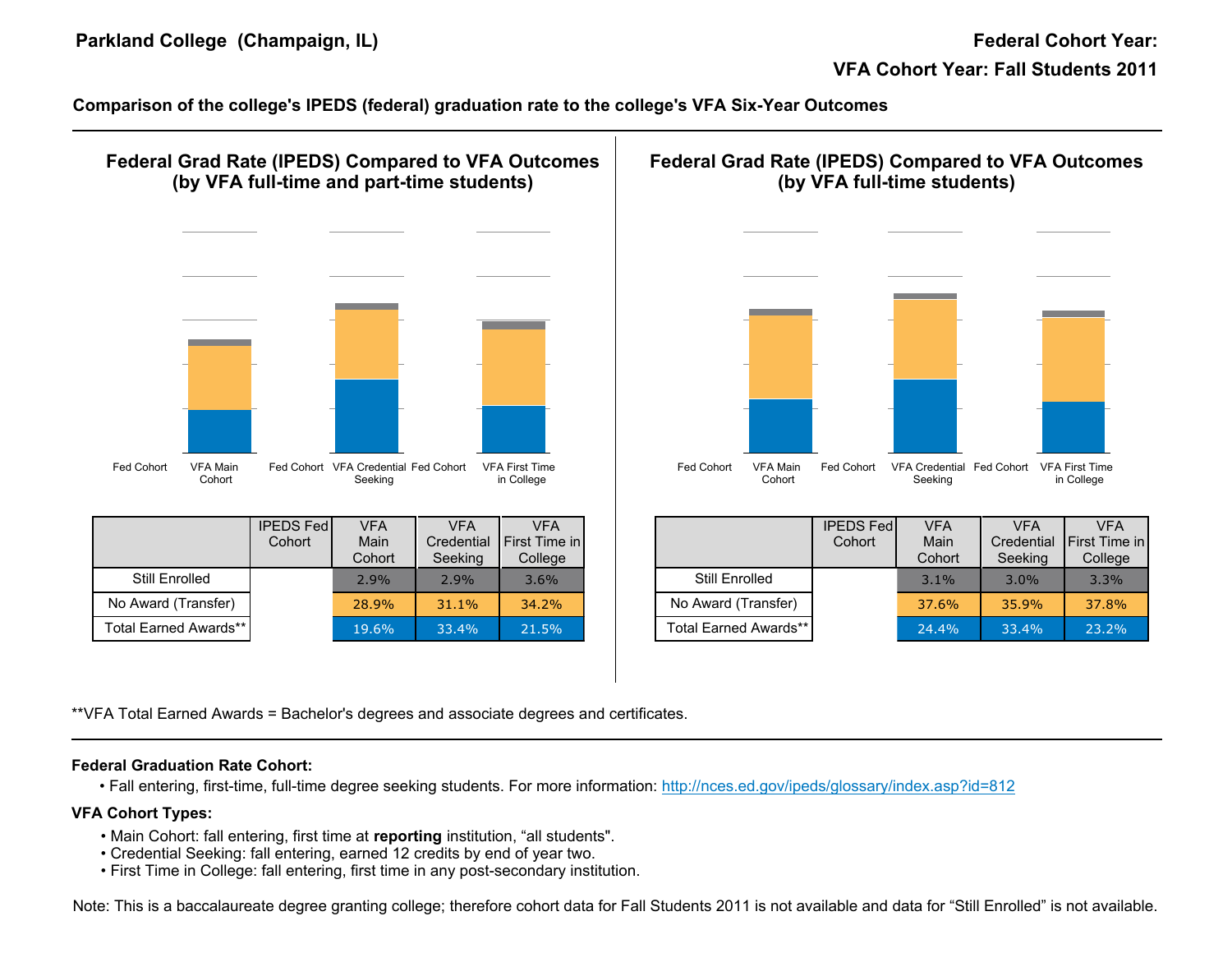**Parkland College (Champaign, IL)**

**Federal Cohort Year:**

**VFA Cohort Year: Fall Students 2011**

**Comparison of the college's IPEDS (federal) graduation rate to the college's VFA Six-Year Outcomes**

## Federal Grad Rate (IPEDS) Compared to VFA Outcomes (by VFA full-time and part-time students)

| | IPEDS Fed Cohort | VFA Main Cohort | VFA Credential Seeking | VFA First Time in College |
|---|---|---|---|---|
| Still Enrolled | | 2.9% | 2.9% | 3.6% |
| No Award (Transfer) | | 28.9% | 31.1% | 34.2% |
| Total Earned Awards** | | 19.6% | 33.4% | 21.5% |

## Federal Grad Rate (IPEDS) Compared to VFA Outcomes (by VFA full-time students)

| | IPEDS Fed Cohort | VFA Main Cohort | VFA Credential Seeking | VFA First Time in College |
|---|---|---|---|---|
| Still Enrolled | | 3.1% | 3.0% | 3.3% |
| No Award (Transfer) | | 37.6% | 35.9% | 37.8% |
| Total Earned Awards** | | 24.4% | 33.4% | 23.2% |

**VFA Total Earned Awards = Bachelor's degrees and associate degrees and certificates.

**Federal Graduation Rate Cohort:**

- Fall entering, first-time, full-time degree seeking students. For more information: http://nces.ed.gov/ipeds/glossary/index.asp?id=812

**VFA Cohort Types:**

- Main Cohort: fall entering, first time at **reporting** institution, "all students".
- Credential Seeking: fall entering, earned 12 credits by end of year two.
- First Time in College: fall entering, first time in any post-secondary institution.

Note: This is a baccalaureate degree granting college; therefore cohort data for Fall Students 2011 is not available and data for "Still Enrolled" is not available.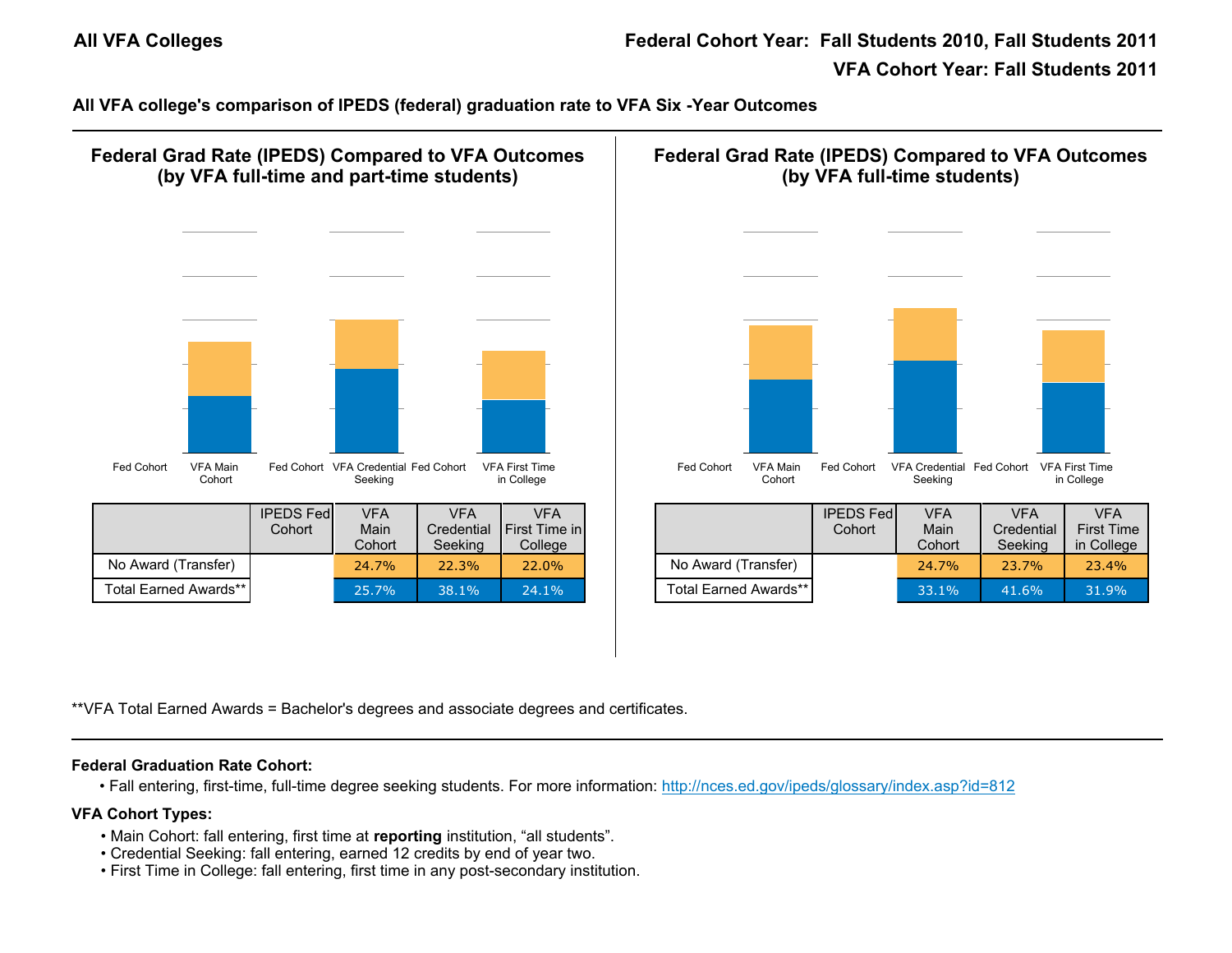**All VFA Colleges**

**Federal Cohort Year: Fall Students 2010, Fall Students 2011**

**VFA Cohort Year: Fall Students 2011**

**All VFA college's comparison of IPEDS (federal) graduation rate to VFA Six -Year Outcomes**

---

## Federal Grad Rate (IPEDS) Compared to VFA Outcomes (by VFA full-time and part-time students)

Fed Cohort | VFA Main Cohort | Fed Cohort | VFA Credential Seeking | Fed Cohort | VFA First Time in College

| | IPEDS Fed Cohort | VFA Main Cohort | VFA Credential Seeking | VFA First Time in College |
|---|---|---|---|---|
| No Award (Transfer) | | 24.7% | 22.3% | 22.0% |
| Total Earned Awards** | | 25.7% | 38.1% | 24.1% |

## Federal Grad Rate (IPEDS) Compared to VFA Outcomes (by VFA full-time students)

Fed Cohort | VFA Main Cohort | Fed Cohort | VFA Credential Seeking | Fed Cohort | VFA First Time in College

| | IPEDS Fed Cohort | VFA Main Cohort | VFA Credential Seeking | VFA First Time in College |
|---|---|---|---|---|
| No Award (Transfer) | | 24.7% | 23.7% | 23.4% |
| Total Earned Awards** | | 33.1% | 41.6% | 31.9% |

**VFA Total Earned Awards = Bachelor's degrees and associate degrees and certificates.

---

**Federal Graduation Rate Cohort:**

- Fall entering, first-time, full-time degree seeking students. For more information: http://nces.ed.gov/ipeds/glossary/index.asp?id=812

**VFA Cohort Types:**

- Main Cohort: fall entering, first time at **reporting** institution, "all students".
- Credential Seeking: fall entering, earned 12 credits by end of year two.
- First Time in College: fall entering, first time in any post-secondary institution.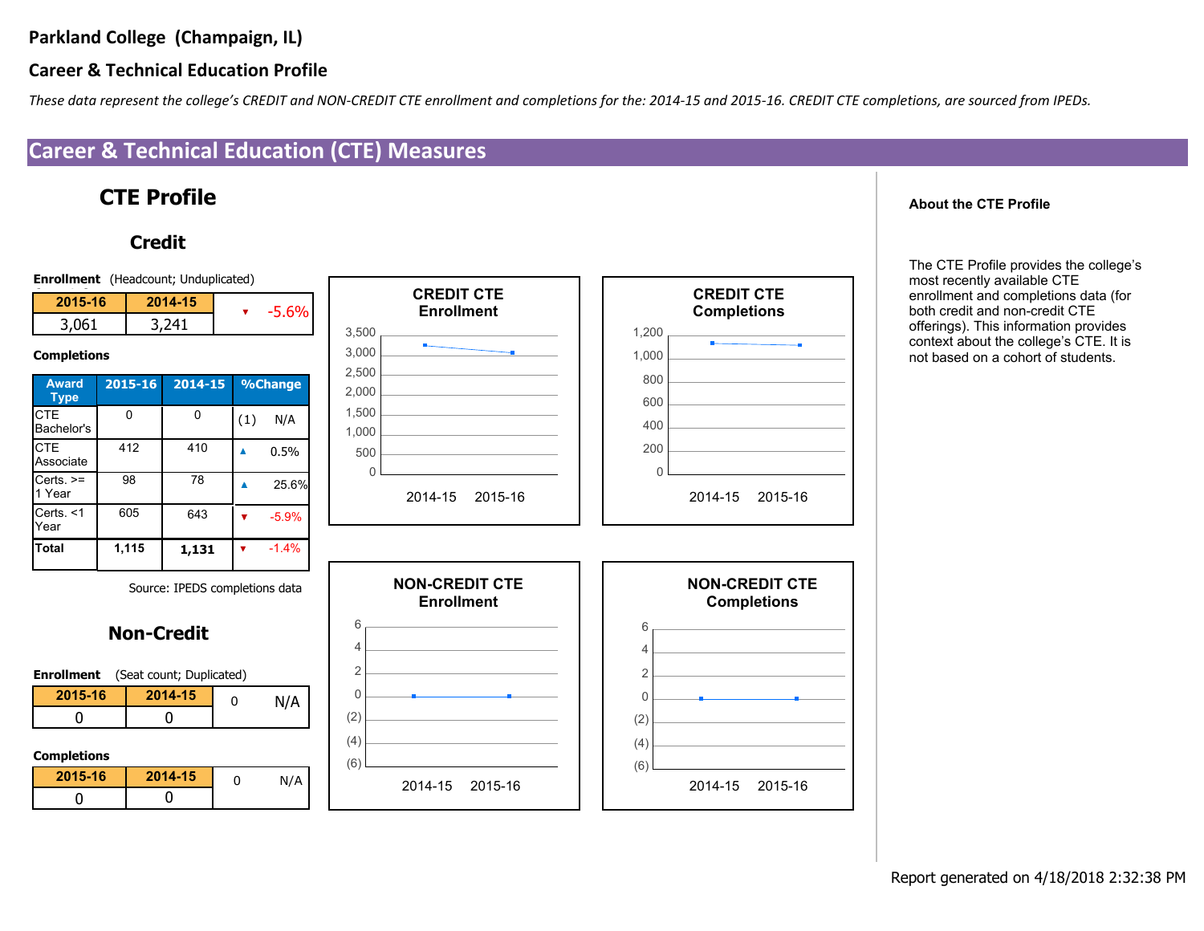# Parkland College (Champaign, IL)

## Career & Technical Education Profile

*These data represent the college's CREDIT and NON-CREDIT CTE enrollment and completions for the: 2014-15 and 2015-16. CREDIT CTE completions, are sourced from IPEDs.*

## Career & Technical Education (CTE) Measures

### CTE Profile

#### Credit

**Enrollment** (Headcount; Unduplicated)

| 2015-16 | 2014-15 | |
|---|---|---|
| 3,061 | 3,241 | ▼ -5.6% |

**Completions**

| Award Type | 2015-16 | 2014-15 | %Change |
|---|---|---|---|
| CTE Bachelor's | 0 | 0 | (1) N/A |
| CTE Associate | 412 | 410 | ▲ 0.5% |
| Certs. >= 1 Year | 98 | 78 | ▲ 25.6% |
| Certs. <1 Year | 605 | 643 | ▼ -5.9% |
| **Total** | **1,115** | **1,131** | ▼ -1.4% |

Source: IPEDS completions data

CREDIT CTE Enrollment

CREDIT CTE Completions

#### Non-Credit

**Enrollment** (Seat count; Duplicated)

| 2015-16 | 2014-15 | | |
|---|---|---|---|
| 0 | 0 | 0 | N/A |

**Completions**

| 2015-16 | 2014-15 | | |
|---|---|---|---|
| 0 | 0 | 0 | N/A |

NON-CREDIT CTE Enrollment

NON-CREDIT CTE Completions

**About the CTE Profile**

The CTE Profile provides the college's most recently available CTE enrollment and completions data (for both credit and non-credit CTE offerings). This information provides context about the college's CTE. It is not based on a cohort of students.

Report generated on 4/18/2018 2:32:38 PM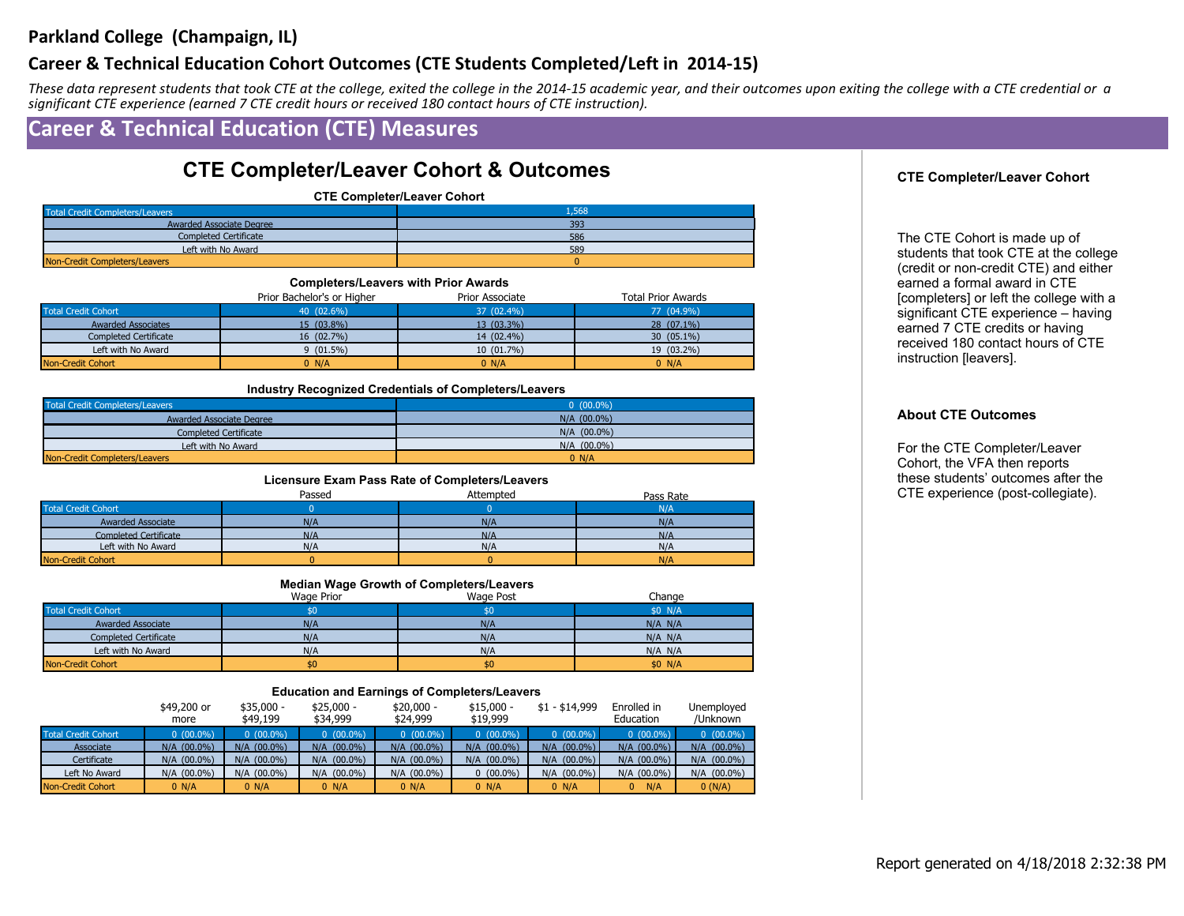## Parkland College (Champaign, IL)

### Career & Technical Education Cohort Outcomes (CTE Students Completed/Left in 2014-15)

*These data represent students that took CTE at the college, exited the college in the 2014-15 academic year, and their outcomes upon exiting the college with a CTE credential or a significant CTE experience (earned 7 CTE credit hours or received 180 contact hours of CTE instruction).*

## Career & Technical Education (CTE) Measures

# CTE Completer/Leaver Cohort & Outcomes

**CTE Completer/Leaver Cohort**

| | |
|---|---|
| Total Credit Completers/Leavers | 1,568 |
| Awarded Associate Degree | 393 |
| Completed Certificate | 586 |
| Left with No Award | 589 |
| Non-Credit Completers/Leavers | 0 |

**Completers/Leavers with Prior Awards**

| | Prior Bachelor's or Higher | Prior Associate | Total Prior Awards |
|---|---|---|---|
| Total Credit Cohort | 40 (02.6%) | 37 (02.4%) | 77 (04.9%) |
| Awarded Associates | 15 (03.8%) | 13 (03.3%) | 28 (07.1%) |
| Completed Certificate | 16 (02.7%) | 14 (02.4%) | 30 (05.1%) |
| Left with No Award | 9 (01.5%) | 10 (01.7%) | 19 (03.2%) |
| Non-Credit Cohort | 0 N/A | 0 N/A | 0 N/A |

**Industry Recognized Credentials of Completers/Leavers**

| | |
|---|---|
| Total Credit Completers/Leavers | 0 (00.0%) |
| Awarded Associate Degree | N/A (00.0%) |
| Completed Certificate | N/A (00.0%) |
| Left with No Award | N/A (00.0%) |
| Non-Credit Completers/Leavers | 0 N/A |

**Licensure Exam Pass Rate of Completers/Leavers**

| | Passed | Attempted | Pass Rate |
|---|---|---|---|
| Total Credit Cohort | 0 | 0 | N/A |
| Awarded Associate | N/A | N/A | N/A |
| Completed Certificate | N/A | N/A | N/A |
| Left with No Award | N/A | N/A | N/A |
| Non-Credit Cohort | 0 | 0 | N/A |

**Median Wage Growth of Completers/Leavers**

| | Wage Prior | Wage Post | Change |
|---|---|---|---|
| Total Credit Cohort | $0 | $0 | $0 N/A |
| Awarded Associate | N/A | N/A | N/A N/A |
| Completed Certificate | N/A | N/A | N/A N/A |
| Left with No Award | N/A | N/A | N/A N/A |
| Non-Credit Cohort | $0 | $0 | $0 N/A |

**Education and Earnings of Completers/Leavers**

| | $49,200 or more | $35,000 - $49,199 | $25,000 - $34,999 | $20,000 - $24,999 | $15,000 - $19,999 | $1 - $14,999 | Enrolled in Education | Unemployed /Unknown |
|---|---|---|---|---|---|---|---|---|
| Total Credit Cohort | 0 (00.0%) | 0 (00.0%) | 0 (00.0%) | 0 (00.0%) | 0 (00.0%) | 0 (00.0%) | 0 (00.0%) | 0 (00.0%) |
| Associate | N/A (00.0%) | N/A (00.0%) | N/A (00.0%) | N/A (00.0%) | N/A (00.0%) | N/A (00.0%) | N/A (00.0%) | N/A (00.0%) |
| Certificate | N/A (00.0%) | N/A (00.0%) | N/A (00.0%) | N/A (00.0%) | N/A (00.0%) | N/A (00.0%) | N/A (00.0%) | N/A (00.0%) |
| Left No Award | N/A (00.0%) | N/A (00.0%) | N/A (00.0%) | N/A (00.0%) | 0 (00.0%) | N/A (00.0%) | N/A (00.0%) | N/A (00.0%) |
| Non-Credit Cohort | 0 N/A | 0 N/A | 0 N/A | 0 N/A | 0 N/A | 0 N/A | 0 N/A | 0 (N/A) |

**CTE Completer/Leaver Cohort**

The CTE Cohort is made up of students that took CTE at the college (credit or non-credit CTE) and either earned a formal award in CTE [completers] or left the college with a significant CTE experience – having earned 7 CTE credits or having received 180 contact hours of CTE instruction [leavers].

**About CTE Outcomes**

For the CTE Completer/Leaver Cohort, the VFA then reports these students' outcomes after the CTE experience (post-collegiate).

Report generated on 4/18/2018 2:32:38 PM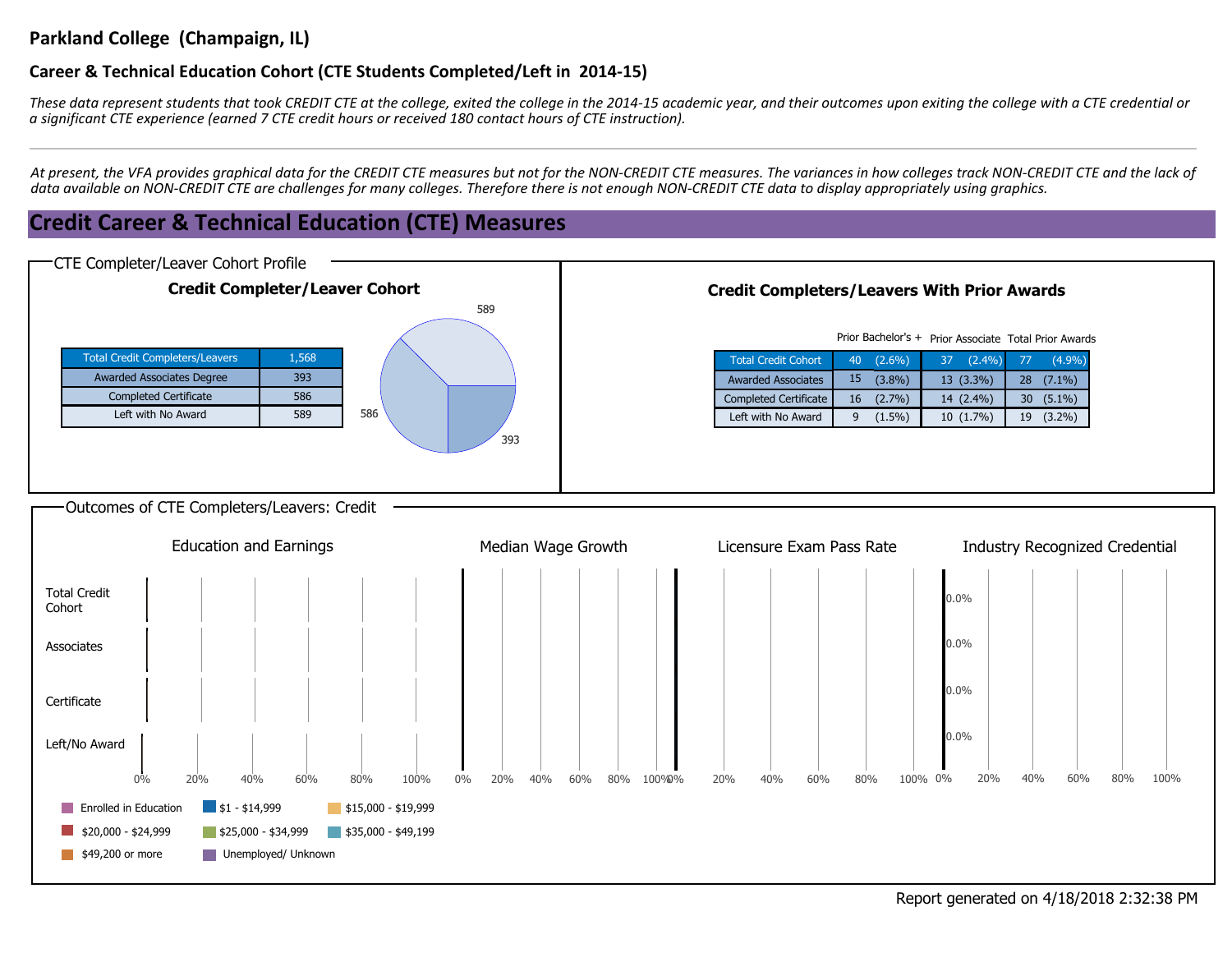## Parkland College (Champaign, IL)

### Career & Technical Education Cohort (CTE Students Completed/Left in 2014-15)

*These data represent students that took CREDIT CTE at the college, exited the college in the 2014-15 academic year, and their outcomes upon exiting the college with a CTE credential or a significant CTE experience (earned 7 CTE credit hours or received 180 contact hours of CTE instruction).*

---

*At present, the VFA provides graphical data for the CREDIT CTE measures but not for the NON-CREDIT CTE measures. The variances in how colleges track NON-CREDIT CTE and the lack of data available on NON-CREDIT CTE are challenges for many colleges. Therefore there is not enough NON-CREDIT CTE data to display appropriately using graphics.*

## Credit Career & Technical Education (CTE) Measures

### CTE Completer/Leaver Cohort Profile

**Credit Completer/Leaver Cohort**

| Total Credit Completers/Leavers | 1,568 |
|---|---|
| Awarded Associates Degree | 393 |
| Completed Certificate | 586 |
| Left with No Award | 589 |

**Credit Completers/Leavers With Prior Awards**

| | Prior Bachelor's + | Prior Associate | Total Prior Awards |
|---|---|---|---|
| Total Credit Cohort | 40 (2.6%) | 37 (2.4%) | 77 (4.9%) |
| Awarded Associates | 15 (3.8%) | 13 (3.3%) | 28 (7.1%) |
| Completed Certificate | 16 (2.7%) | 14 (2.4%) | 30 (5.1%) |
| Left with No Award | 9 (1.5%) | 10 (1.7%) | 19 (3.2%) |

### Outcomes of CTE Completers/Leavers: Credit

| | Education and Earnings | Median Wage Growth | Licensure Exam Pass Rate | Industry Recognized Credential |
|---|---|---|---|---|
| Total Credit Cohort | | | | 0.0% |
| Associates | | | | 0.0% |
| Certificate | | | | 0.0% |
| Left/No Award | | | | 0.0% |

Legend: Enrolled in Education; $1 - $14,999; $15,000 - $19,999; $20,000 - $24,999; $25,000 - $34,999; $35,000 - $49,199; $49,200 or more; Unemployed/ Unknown

Report generated on 4/18/2018 2:32:38 PM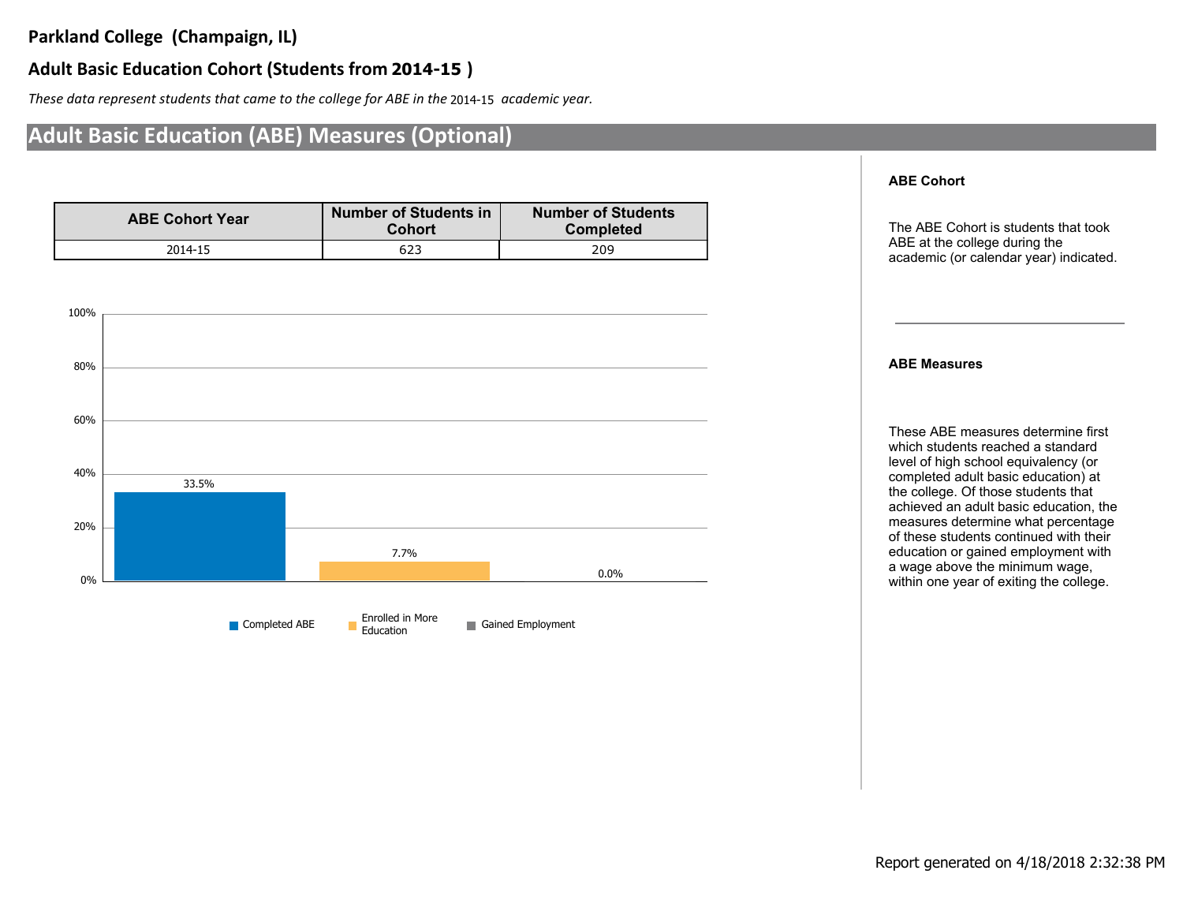**Parkland College (Champaign, IL)**

**Adult Basic Education Cohort (Students from 2014-15 )**

*These data represent students that came to the college for ABE in the 2014-15 academic year.*

## Adult Basic Education (ABE) Measures (Optional)

| ABE Cohort Year | Number of Students in Cohort | Number of Students Completed |
|---|---|---|
| 2014-15 | 623 | 209 |

100%
80%
60%
40%
20%
0%

33.5%
7.7%
0.0%

Completed ABE
Enrolled in More Education
Gained Employment

**ABE Cohort**

The ABE Cohort is students that took ABE at the college during the academic (or calendar year) indicated.

**ABE Measures**

These ABE measures determine first which students reached a standard level of high school equivalency (or completed adult basic education) at the college. Of those students that achieved an adult basic education, the measures determine what percentage of these students continued with their education or gained employment with a wage above the minimum wage, within one year of exiting the college.

Report generated on 4/18/2018 2:32:38 PM